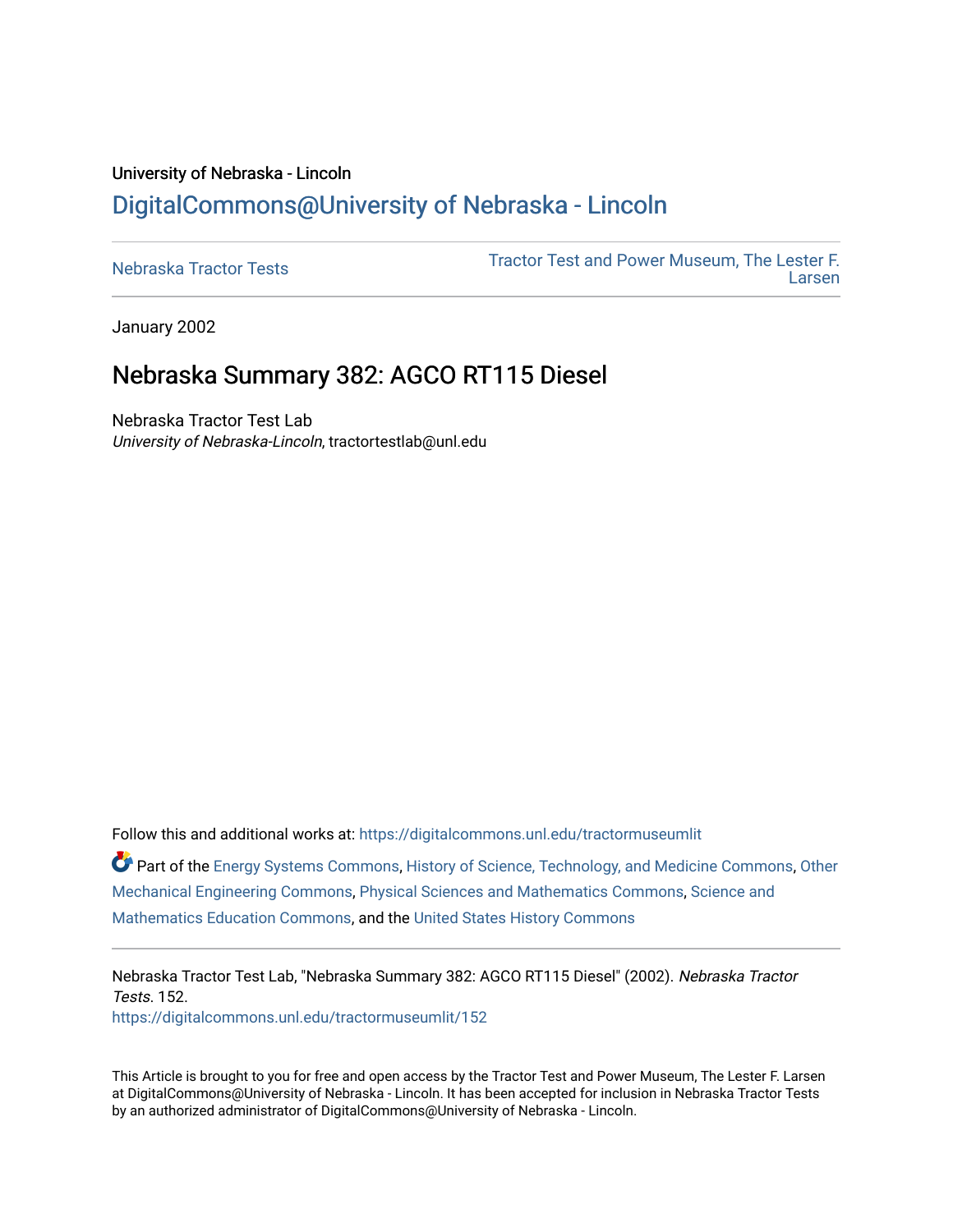University of Nebraska - Lincoln

## DigitalCommons@University of Nebraska - Lincoln

Nebraska Tractor Tests

Tractor Test and Power Museum, The Lester F. Larsen

January 2002

# Nebraska Summary 382: AGCO RT115 Diesel

Nebraska Tractor Test Lab
*University of Nebraska-Lincoln*, tractortestlab@unl.edu

Follow this and additional works at: https://digitalcommons.unl.edu/tractormuseumlit

Part of the Energy Systems Commons, History of Science, Technology, and Medicine Commons, Other Mechanical Engineering Commons, Physical Sciences and Mathematics Commons, Science and Mathematics Education Commons, and the United States History Commons

Nebraska Tractor Test Lab, "Nebraska Summary 382: AGCO RT115 Diesel" (2002). *Nebraska Tractor Tests*. 152.
https://digitalcommons.unl.edu/tractormuseumlit/152

This Article is brought to you for free and open access by the Tractor Test and Power Museum, The Lester F. Larsen at DigitalCommons@University of Nebraska - Lincoln. It has been accepted for inclusion in Nebraska Tractor Tests by an authorized administrator of DigitalCommons@University of Nebraska - Lincoln.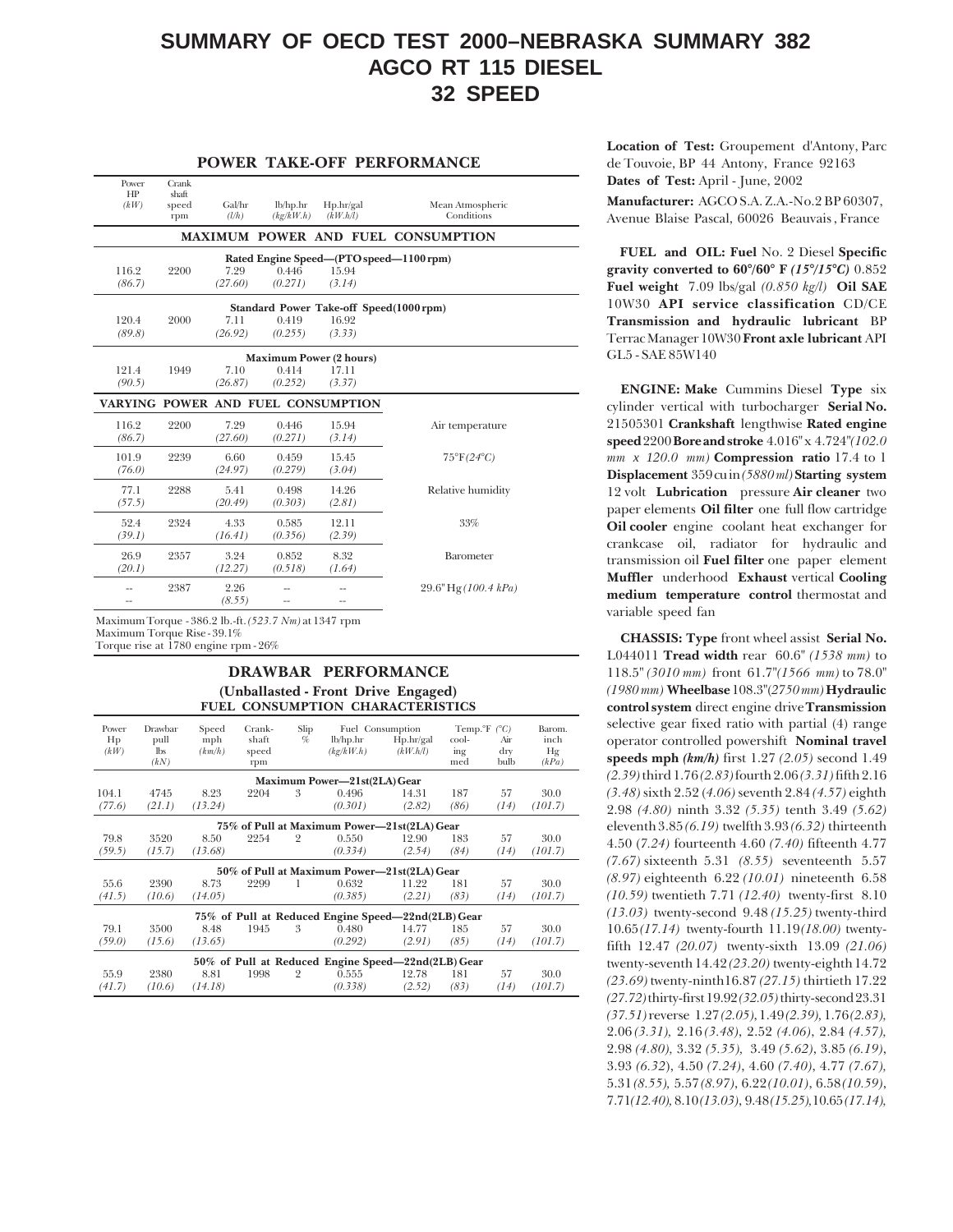# SUMMARY OF OECD TEST 2000–NEBRASKA SUMMARY 382
# AGCO RT 115 DIESEL
# 32 SPEED

## POWER TAKE-OFF PERFORMANCE

| Power HP *(kW)* | Crank shaft speed rpm | Gal/hr *(l/h)* | lb/hp.hr *(kg/kW.h)* | Hp.hr/gal *(kW.h/l)* | Mean Atmospheric Conditions |
|---|---|---|---|---|---|
| **MAXIMUM POWER AND FUEL CONSUMPTION** | | | | | |
| **Rated Engine Speed—(PTO speed—1100 rpm)** | | | | | |
| 116.2 *(86.7)* | 2200 | 7.29 *(27.60)* | 0.446 *(0.271)* | 15.94 *(3.14)* | |
| **Standard Power Take-off Speed (1000 rpm)** | | | | | |
| 120.4 *(89.8)* | 2000 | 7.11 *(26.92)* | 0.419 *(0.255)* | 16.92 *(3.33)* | |
| **Maximum Power (2 hours)** | | | | | |
| 121.4 *(90.5)* | 1949 | 7.10 *(26.87)* | 0.414 *(0.252)* | 17.11 *(3.37)* | |
| **VARYING POWER AND FUEL CONSUMPTION** | | | | | |
| 116.2 *(86.7)* | 2200 | 7.29 *(27.60)* | 0.446 *(0.271)* | 15.94 *(3.14)* | Air temperature |
| 101.9 *(76.0)* | 2239 | 6.60 *(24.97)* | 0.459 *(0.279)* | 15.45 *(3.04)* | 75°F *(24°C)* |
| 77.1 *(57.5)* | 2288 | 5.41 *(20.49)* | 0.498 *(0.303)* | 14.26 *(2.81)* | Relative humidity |
| 52.4 *(39.1)* | 2324 | 4.33 *(16.41)* | 0.585 *(0.356)* | 12.11 *(2.39)* | 33% |
| 26.9 *(20.1)* | 2357 | 3.24 *(12.27)* | 0.852 *(0.518)* | 8.32 *(1.64)* | Barometer |
| -- -- | 2387 | 2.26 *(8.55)* | -- -- | -- -- | 29.6" Hg *(100.4 kPa)* |

Maximum Torque - 386.2 lb.-ft. *(523.7 Nm)* at 1347 rpm
Maximum Torque Rise - 39.1%
Torque rise at 1780 engine rpm - 26%

## DRAWBAR PERFORMANCE

### (Unballasted - Front Drive Engaged)
### FUEL CONSUMPTION CHARACTERISTICS

| Power Hp *(kW)* | Drawbar pull lbs *(kN)* | Speed mph *(km/h)* | Crank-shaft speed rpm | Slip % | Fuel Consumption lb/hp.hr *(kg/kW.h)* | Hp.hr/gal *(kW.h/l)* | Temp.°F *(°C)* cool-ing med | Air dry bulb | Barom. inch Hg *(kPa)* |
|---|---|---|---|---|---|---|---|---|---|
| **Maximum Power—21st(2LA) Gear** | | | | | | | | | |
| 104.1 *(77.6)* | 4745 *(21.1)* | 8.23 *(13.24)* | 2204 | 3 | 0.496 *(0.301)* | 14.31 *(2.82)* | 187 *(86)* | 57 *(14)* | 30.0 *(101.7)* |
| **75% of Pull at Maximum Power—21st(2LA) Gear** | | | | | | | | | |
| 79.8 *(59.5)* | 3520 *(15.7)* | 8.50 *(13.68)* | 2254 | 2 | 0.550 *(0.334)* | 12.90 *(2.54)* | 183 *(84)* | 57 *(14)* | 30.0 *(101.7)* |
| **50% of Pull at Maximum Power—21st(2LA) Gear** | | | | | | | | | |
| 55.6 *(41.5)* | 2390 *(10.6)* | 8.73 *(14.05)* | 2299 | 1 | 0.632 *(0.385)* | 11.22 *(2.21)* | 181 *(83)* | 57 *(14)* | 30.0 *(101.7)* |
| **75% of Pull at Reduced Engine Speed—22nd(2LB) Gear** | | | | | | | | | |
| 79.1 *(59.0)* | 3500 *(15.6)* | 8.48 *(13.65)* | 1945 | 3 | 0.480 *(0.292)* | 14.77 *(2.91)* | 185 *(85)* | 57 *(14)* | 30.0 *(101.7)* |
| **50% of Pull at Reduced Engine Speed—22nd(2LB) Gear** | | | | | | | | | |
| 55.9 *(41.7)* | 2380 *(10.6)* | 8.81 *(14.18)* | 1998 | 2 | 0.555 *(0.338)* | 12.78 *(2.52)* | 181 *(83)* | 57 *(14)* | 30.0 *(101.7)* |

**Location of Test:** Groupement d'Antony, Parc de Touvoie, BP 44 Antony, France 92163
**Dates of Test:** April - June, 2002
**Manufacturer:** AGCO S.A. Z.A.-No.2 BP 60307, Avenue Blaise Pascal, 60026 Beauvais, France

**FUEL and OIL: Fuel** No. 2 Diesel **Specific gravity converted to 60°/60° F *(15°/15°C)*** 0.852 **Fuel weight** 7.09 lbs/gal *(0.850 kg/l)* **Oil SAE** 10W30 **API service classification** CD/CE **Transmission and hydraulic lubricant** BP Terrac Manager 10W30 **Front axle lubricant** API GL5 - SAE 85W140

**ENGINE: Make** Cummins Diesel **Type** six cylinder vertical with turbocharger **Serial No.** 21505301 **Crankshaft** lengthwise **Rated engine speed** 2200 **Bore and stroke** 4.016" x 4.724" *(102.0 mm x 120.0 mm)* **Compression ratio** 17.4 to 1 **Displacement** 359 cu in *(5880 ml)* **Starting system** 12 volt **Lubrication** pressure **Air cleaner** two paper elements **Oil filter** one full flow cartridge **Oil cooler** engine coolant heat exchanger for crankcase oil, radiator for hydraulic and transmission oil **Fuel filter** one paper element **Muffler** underhood **Exhaust** vertical **Cooling medium temperature control** thermostat and variable speed fan

**CHASSIS: Type** front wheel assist **Serial No.** L044011 **Tread width** rear 60.6" *(1538 mm)* to 118.5" *(3010 mm)* front 61.7" *(1566 mm)* to 78.0" *(1980 mm)* **Wheelbase** 108.3" *(2750 mm)* **Hydraulic control system** direct engine drive **Transmission** selective gear fixed ratio with partial (4) range operator controlled powershift **Nominal travel speeds mph *(km/h)*** first 1.27 *(2.05)* second 1.49 *(2.39)* third 1.76 *(2.83)* fourth 2.06 *(3.31)* fifth 2.16 *(3.48)* sixth 2.52 *(4.06)* seventh 2.84 *(4.57)* eighth 2.98 *(4.80)* ninth 3.32 *(5.35)* tenth 3.49 *(5.62)* eleventh 3.85 *(6.19)* twelfth 3.93 *(6.32)* thirteenth 4.50 *(7.24)* fourteenth 4.60 *(7.40)* fifteenth 4.77 *(7.67)* sixteenth 5.31 *(8.55)* seventeenth 5.57 *(8.97)* eighteenth 6.22 *(10.01)* nineteenth 6.58 *(10.59)* twentieth 7.71 *(12.40)* twenty-first 8.10 *(13.03)* twenty-second 9.48 *(15.25)* twenty-third 10.65 *(17.14)* twenty-fourth 11.19 *(18.00)* twenty-fifth 12.47 *(20.07)* twenty-sixth 13.09 *(21.06)* twenty-seventh 14.42 *(23.20)* twenty-eighth 14.72 *(23.69)* twenty-ninth 16.87 *(27.15)* thirtieth 17.22 *(27.72)* thirty-first 19.92 *(32.05)* thirty-second 23.31 *(37.51)* reverse 1.27 *(2.05)*, 1.49 *(2.39)*, 1.76 *(2.83)*, 2.06 *(3.31)*, 2.16 *(3.48)*, 2.52 *(4.06)*, 2.84 *(4.57)*, 2.98 *(4.80)*, 3.32 *(5.35)*, 3.49 *(5.62)*, 3.85 *(6.19)*, 3.93 *(6.32)*, 4.50 *(7.24)*, 4.60 *(7.40)*, 4.77 *(7.67)*, 5.31 *(8.55)*, 5.57 *(8.97)*, 6.22 *(10.01)*, 6.58 *(10.59)*, 7.71 *(12.40)*, 8.10 *(13.03)*, 9.48 *(15.25)*, 10.65 *(17.14)*,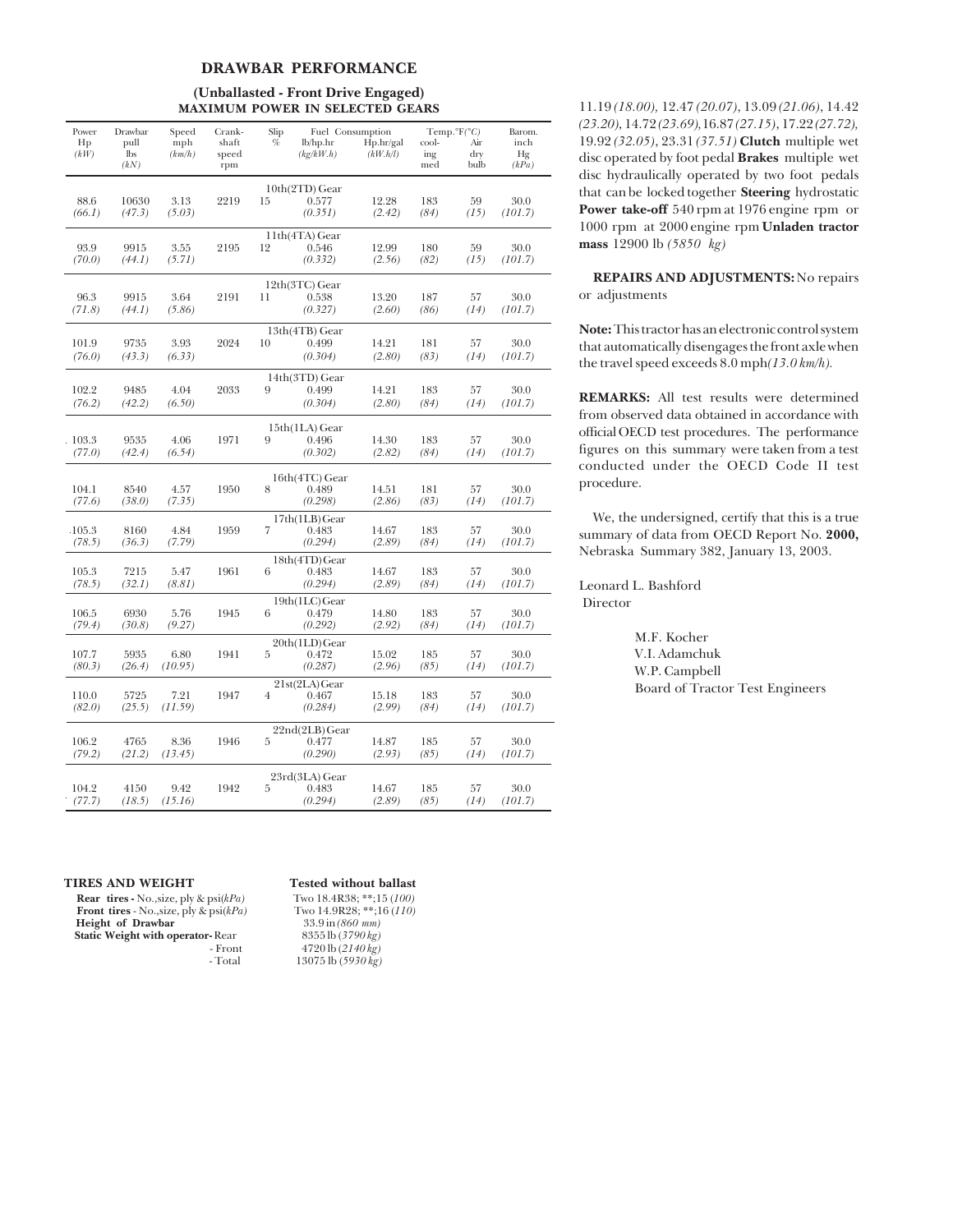## DRAWBAR PERFORMANCE

### (Unballasted - Front Drive Engaged)
### MAXIMUM POWER IN SELECTED GEARS

| Power Hp *(kW)* | Drawbar pull lbs *(kN)* | Speed mph *(km/h)* | Crank-shaft speed rpm | Slip % | Fuel Consumption lb/hp.hr *(kg/kW.h)* | Fuel Consumption Hp.hr/gal *(kW.h/l)* | Temp.°F(°C) cool-ing med | Temp.°F(°C) Air dry bulb | Barom. inch Hg *(kPa)* |
|---|---|---|---|---|---|---|---|---|---|
| | | | | | 10th(2TD) Gear | | | | |
| 88.6 *(66.1)* | 10630 *(47.3)* | 3.13 *(5.03)* | 2219 | 15 | 0.577 *(0.351)* | 12.28 *(2.42)* | 183 *(84)* | 59 *(15)* | 30.0 *(101.7)* |
| | | | | | 11th(4TA) Gear | | | | |
| 93.9 *(70.0)* | 9915 *(44.1)* | 3.55 *(5.71)* | 2195 | 12 | 0.546 *(0.332)* | 12.99 *(2.56)* | 180 *(82)* | 59 *(15)* | 30.0 *(101.7)* |
| | | | | | 12th(3TC) Gear | | | | |
| 96.3 *(71.8)* | 9915 *(44.1)* | 3.64 *(5.86)* | 2191 | 11 | 0.538 *(0.327)* | 13.20 *(2.60)* | 187 *(86)* | 57 *(14)* | 30.0 *(101.7)* |
| | | | | | 13th(4TB) Gear | | | | |
| 101.9 *(76.0)* | 9735 *(43.3)* | 3.93 *(6.33)* | 2024 | 10 | 0.499 *(0.304)* | 14.21 *(2.80)* | 181 *(83)* | 57 *(14)* | 30.0 *(101.7)* |
| | | | | | 14th(3TD) Gear | | | | |
| 102.2 *(76.2)* | 9485 *(42.2)* | 4.04 *(6.50)* | 2033 | 9 | 0.499 *(0.304)* | 14.21 *(2.80)* | 183 *(84)* | 57 *(14)* | 30.0 *(101.7)* |
| | | | | | 15th(1LA) Gear | | | | |
| 103.3 *(77.0)* | 9535 *(42.4)* | 4.06 *(6.54)* | 1971 | 9 | 0.496 *(0.302)* | 14.30 *(2.82)* | 183 *(84)* | 57 *(14)* | 30.0 *(101.7)* |
| | | | | | 16th(4TC) Gear | | | | |
| 104.1 *(77.6)* | 8540 *(38.0)* | 4.57 *(7.35)* | 1950 | 8 | 0.489 *(0.298)* | 14.51 *(2.86)* | 181 *(83)* | 57 *(14)* | 30.0 *(101.7)* |
| | | | | | 17th(1LB) Gear | | | | |
| 105.3 *(78.5)* | 8160 *(36.3)* | 4.84 *(7.79)* | 1959 | 7 | 0.483 *(0.294)* | 14.67 *(2.89)* | 183 *(84)* | 57 *(14)* | 30.0 *(101.7)* |
| | | | | | 18th(4TD) Gear | | | | |
| 105.3 *(78.5)* | 7215 *(32.1)* | 5.47 *(8.81)* | 1961 | 6 | 0.483 *(0.294)* | 14.67 *(2.89)* | 183 *(84)* | 57 *(14)* | 30.0 *(101.7)* |
| | | | | | 19th(1LC) Gear | | | | |
| 106.5 *(79.4)* | 6930 *(30.8)* | 5.76 *(9.27)* | 1945 | 6 | 0.479 *(0.292)* | 14.80 *(2.92)* | 183 *(84)* | 57 *(14)* | 30.0 *(101.7)* |
| | | | | | 20th(1LD) Gear | | | | |
| 107.7 *(80.3)* | 5935 *(26.4)* | 6.80 *(10.95)* | 1941 | 5 | 0.472 *(0.287)* | 15.02 *(2.96)* | 185 *(85)* | 57 *(14)* | 30.0 *(101.7)* |
| | | | | | 21st(2LA) Gear | | | | |
| 110.0 *(82.0)* | 5725 *(25.5)* | 7.21 *(11.59)* | 1947 | 4 | 0.467 *(0.284)* | 15.18 *(2.99)* | 183 *(84)* | 57 *(14)* | 30.0 *(101.7)* |
| | | | | | 22nd(2LB) Gear | | | | |
| 106.2 *(79.2)* | 4765 *(21.2)* | 8.36 *(13.45)* | 1946 | 5 | 0.477 *(0.290)* | 14.87 *(2.93)* | 185 *(85)* | 57 *(14)* | 30.0 *(101.7)* |
| | | | | | 23rd(3LA) Gear | | | | |
| 104.2 *(77.7)* | 4150 *(18.5)* | 9.42 *(15.16)* | 1942 | 5 | 0.483 *(0.294)* | 14.67 *(2.89)* | 185 *(85)* | 57 *(14)* | 30.0 *(101.7)* |

| TIRES AND WEIGHT | Tested without ballast |
|---|---|
| **Rear tires** - No.,size, ply & psi*(kPa)* | Two 18.4R38; **;15 *(100)* |
| **Front tires** - No.,size, ply & psi*(kPa)* | Two 14.9R28; **;16 *(110)* |
| **Height of Drawbar** | 33.9 in *(860 mm)* |
| **Static Weight with operator** - Rear | 8355 lb *(3790 kg)* |
| - Front | 4720 lb *(2140 kg)* |
| - Total | 13075 lb *(5930 kg)* |

11.19 *(18.00)*, 12.47 *(20.07)*, 13.09 *(21.06)*, 14.42 *(23.20)*, 14.72 *(23.69)*, 16.87 *(27.15)*, 17.22 *(27.72)*, 19.92 *(32.05)*, 23.31 *(37.51)* **Clutch** multiple wet disc operated by foot pedal **Brakes** multiple wet disc hydraulically operated by two foot pedals that can be locked together **Steering** hydrostatic **Power take-off** 540 rpm at 1976 engine rpm or 1000 rpm at 2000 engine rpm **Unladen tractor mass** 12900 lb *(5850 kg)*

**REPAIRS AND ADJUSTMENTS:** No repairs or adjustments

**Note:** This tractor has an electronic control system that automatically disengages the front axle when the travel speed exceeds 8.0 mph *(13.0 km/h)*.

**REMARKS:** All test results were determined from observed data obtained in accordance with official OECD test procedures. The performance figures on this summary were taken from a test conducted under the OECD Code II test procedure.

We, the undersigned, certify that this is a true summary of data from OECD Report No. **2000,** Nebraska Summary 382, January 13, 2003.

Leonard L. Bashford
Director

M.F. Kocher
V.I. Adamchuk
W.P. Campbell
Board of Tractor Test Engineers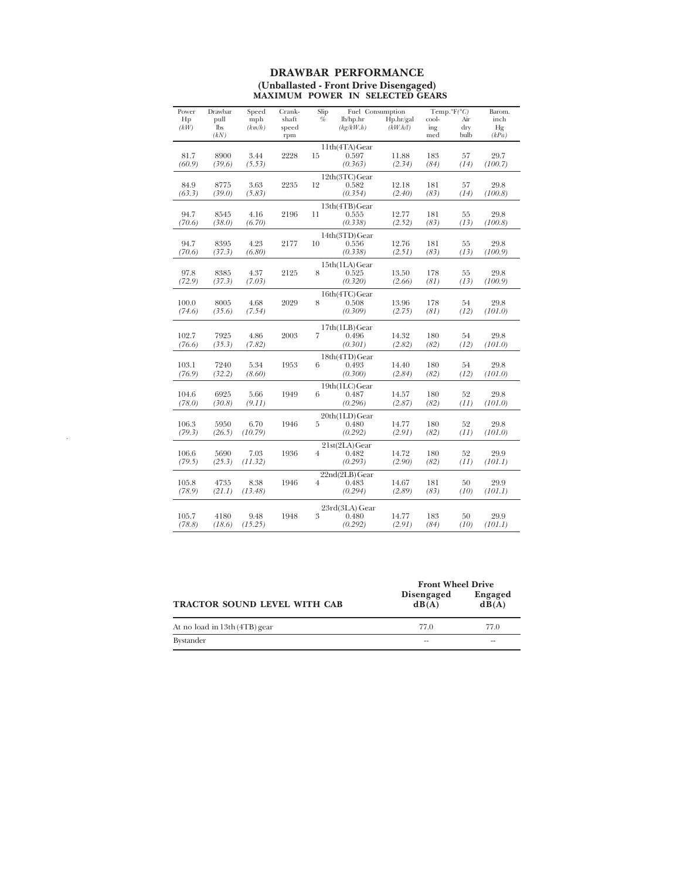## DRAWBAR PERFORMANCE

### (Unballasted - Front Drive Disengaged)

### MAXIMUM POWER IN SELECTED GEARS

| Power Hp *(kW)* | Drawbar pull lbs *(kN)* | Speed mph *(km/h)* | Crank-shaft speed rpm | Slip % | Fuel Consumption lb/hp.hr *(kg/kW.h)* | Hp.hr/gal *(kW.h/l)* | Temp.°F(°C) cool-ing med | Air dry bulb | Barom. inch Hg *(kPa)* |
|---|---|---|---|---|---|---|---|---|---|
| | | | | | 11th(4TA)Gear | | | | |
| 81.7 *(60.9)* | 8900 *(39.6)* | 3.44 *(5.53)* | 2228 | 15 | 0.597 *(0.363)* | 11.88 *(2.34)* | 183 *(84)* | 57 *(14)* | 29.7 *(100.7)* |
| | | | | | 12th(3TC)Gear | | | | |
| 84.9 *(63.3)* | 8775 *(39.0)* | 3.63 *(5.83)* | 2235 | 12 | 0.582 *(0.354)* | 12.18 *(2.40)* | 181 *(83)* | 57 *(14)* | 29.8 *(100.8)* |
| | | | | | 13th(4TB)Gear | | | | |
| 94.7 *(70.6)* | 8545 *(38.0)* | 4.16 *(6.70)* | 2196 | 11 | 0.555 *(0.338)* | 12.77 *(2.52)* | 181 *(83)* | 55 *(13)* | 29.8 *(100.8)* |
| | | | | | 14th(3TD)Gear | | | | |
| 94.7 *(70.6)* | 8395 *(37.3)* | 4.23 *(6.80)* | 2177 | 10 | 0.556 *(0.338)* | 12.76 *(2.51)* | 181 *(83)* | 55 *(13)* | 29.8 *(100.9)* |
| | | | | | 15th(1LA)Gear | | | | |
| 97.8 *(72.9)* | 8385 *(37.3)* | 4.37 *(7.03)* | 2125 | 8 | 0.525 *(0.320)* | 13.50 *(2.66)* | 178 *(81)* | 55 *(13)* | 29.8 *(100.9)* |
| | | | | | 16th(4TC)Gear | | | | |
| 100.0 *(74.6)* | 8005 *(35.6)* | 4.68 *(7.54)* | 2029 | 8 | 0.508 *(0.309)* | 13.96 *(2.75)* | 178 *(81)* | 54 *(12)* | 29.8 *(101.0)* |
| | | | | | 17th(1LB)Gear | | | | |
| 102.7 *(76.6)* | 7925 *(35.3)* | 4.86 *(7.82)* | 2003 | 7 | 0.496 *(0.301)* | 14.32 *(2.82)* | 180 *(82)* | 54 *(12)* | 29.8 *(101.0)* |
| | | | | | 18th(4TD)Gear | | | | |
| 103.1 *(76.9)* | 7240 *(32.2)* | 5.34 *(8.60)* | 1953 | 6 | 0.493 *(0.300)* | 14.40 *(2.84)* | 180 *(82)* | 54 *(12)* | 29.8 *(101.0)* |
| | | | | | 19th(1LC)Gear | | | | |
| 104.6 *(78.0)* | 6925 *(30.8)* | 5.66 *(9.11)* | 1949 | 6 | 0.487 *(0.296)* | 14.57 *(2.87)* | 180 *(82)* | 52 *(11)* | 29.8 *(101.0)* |
| | | | | | 20th(1LD)Gear | | | | |
| 106.3 *(79.3)* | 5950 *(26.5)* | 6.70 *(10.79)* | 1946 | 5 | 0.480 *(0.292)* | 14.77 *(2.91)* | 180 *(82)* | 52 *(11)* | 29.8 *(101.0)* |
| | | | | | 21st(2LA)Gear | | | | |
| 106.6 *(79.5)* | 5690 *(25.3)* | 7.03 *(11.32)* | 1936 | 4 | 0.482 *(0.293)* | 14.72 *(2.90)* | 180 *(82)* | 52 *(11)* | 29.9 *(101.1)* |
| | | | | | 22nd(2LB)Gear | | | | |
| 105.8 *(78.9)* | 4735 *(21.1)* | 8.38 *(13.48)* | 1946 | 4 | 0.483 *(0.294)* | 14.67 *(2.89)* | 181 *(83)* | 50 *(10)* | 29.9 *(101.1)* |
| | | | | | 23rd(3LA) Gear | | | | |
| 105.7 *(78.8)* | 4180 *(18.6)* | 9.48 *(15.25)* | 1948 | 3 | 0.480 *(0.292)* | 14.77 *(2.91)* | 183 *(84)* | 50 *(10)* | 29.9 *(101.1)* |

| TRACTOR SOUND LEVEL WITH CAB | Front Wheel Drive Disengaged dB(A) | Engaged dB(A) |
|---|---|---|
| At no load in 13th (4TB) gear | 77.0 | 77.0 |
| Bystander | -- | -- |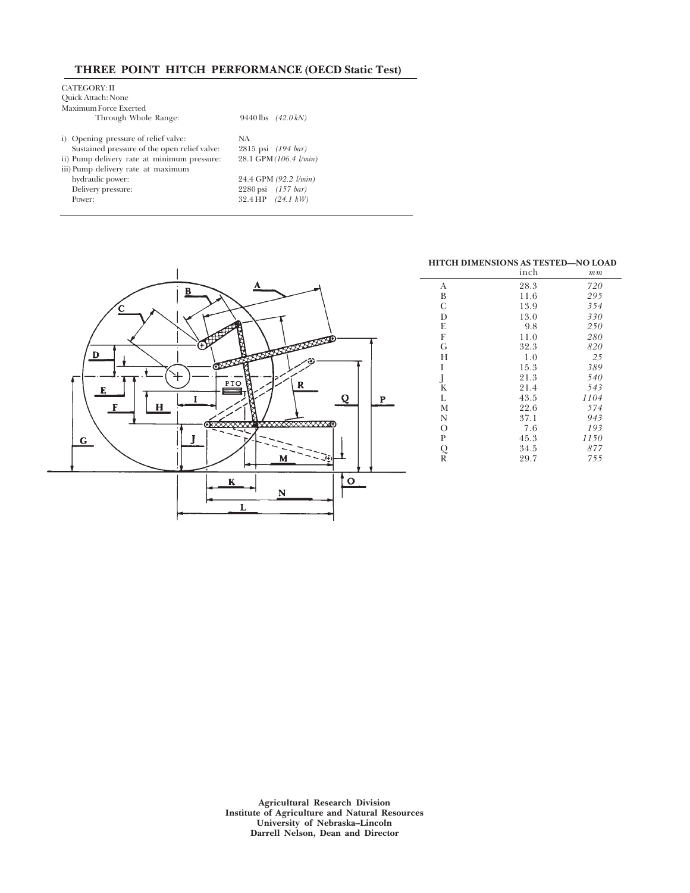## THREE POINT HITCH PERFORMANCE (OECD Static Test)

| | |
|---|---|
| CATEGORY: II | |
| Quick Attach: None | |
| Maximum Force Exerted | |
| Through Whole Range: | 9440 lbs *(42.0 kN)* |
| i) Opening pressure of relief valve: | NA |
| Sustained pressure of the open relief valve: | 2815 psi *(194 bar)* |
| ii) Pump delivery rate at minimum pressure: | 28.1 GPM *(106.4 l/min)* |
| iii) Pump delivery rate at maximum | |
| hydraulic power: | 24.4 GPM *(92.2 l/min)* |
| Delivery pressure: | 2280 psi *(157 bar)* |
| Power: | 32.4 HP *(24.1 kW)* |

A
B
C
D
E
F
G
H
I
J
K
L
M
N
O
P
Q
R
PTO

### HITCH DIMENSIONS AS TESTED—NO LOAD

| | inch | *mm* |
|---|---|---|
| A | 28.3 | *720* |
| B | 11.6 | *295* |
| C | 13.9 | *354* |
| D | 13.0 | *330* |
| E | 9.8 | *250* |
| F | 11.0 | *280* |
| G | 32.3 | *820* |
| H | 1.0 | *25* |
| I | 15.3 | *389* |
| J | 21.3 | *540* |
| K | 21.4 | *543* |
| L | 43.5 | *1104* |
| M | 22.6 | *574* |
| N | 37.1 | *943* |
| O | 7.6 | *193* |
| P | 45.3 | *1150* |
| Q | 34.5 | *877* |
| R | 29.7 | *755* |

**Agricultural Research Division**
**Institute of Agriculture and Natural Resources**
**University of Nebraska–Lincoln**
**Darrell Nelson, Dean and Director**